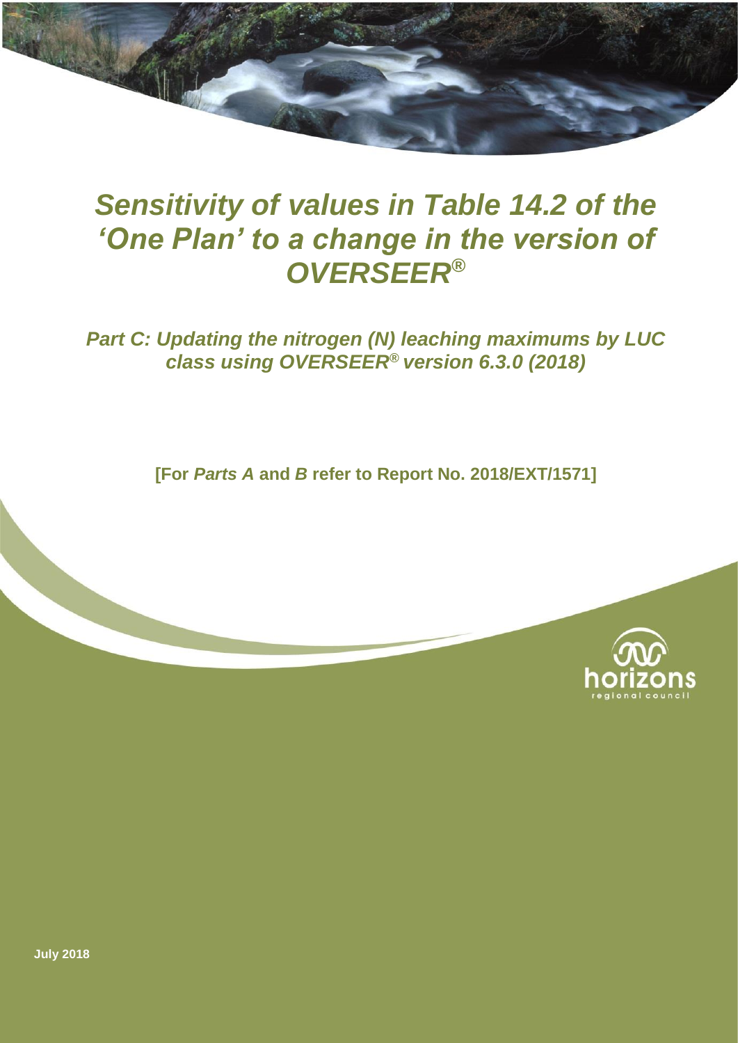# *Sensitivity of values in Table 14.2 of the 'One Plan' to a change in the version of OVERSEER®*

## *Part C: Updating the nitrogen (N) leaching maximums by LUC class using OVERSEER® version 6.3.0 (2018)*

**[For *Parts A* and *B* refer to Report No. 2018/EXT/1571]**

horizons regional council

**July 2018**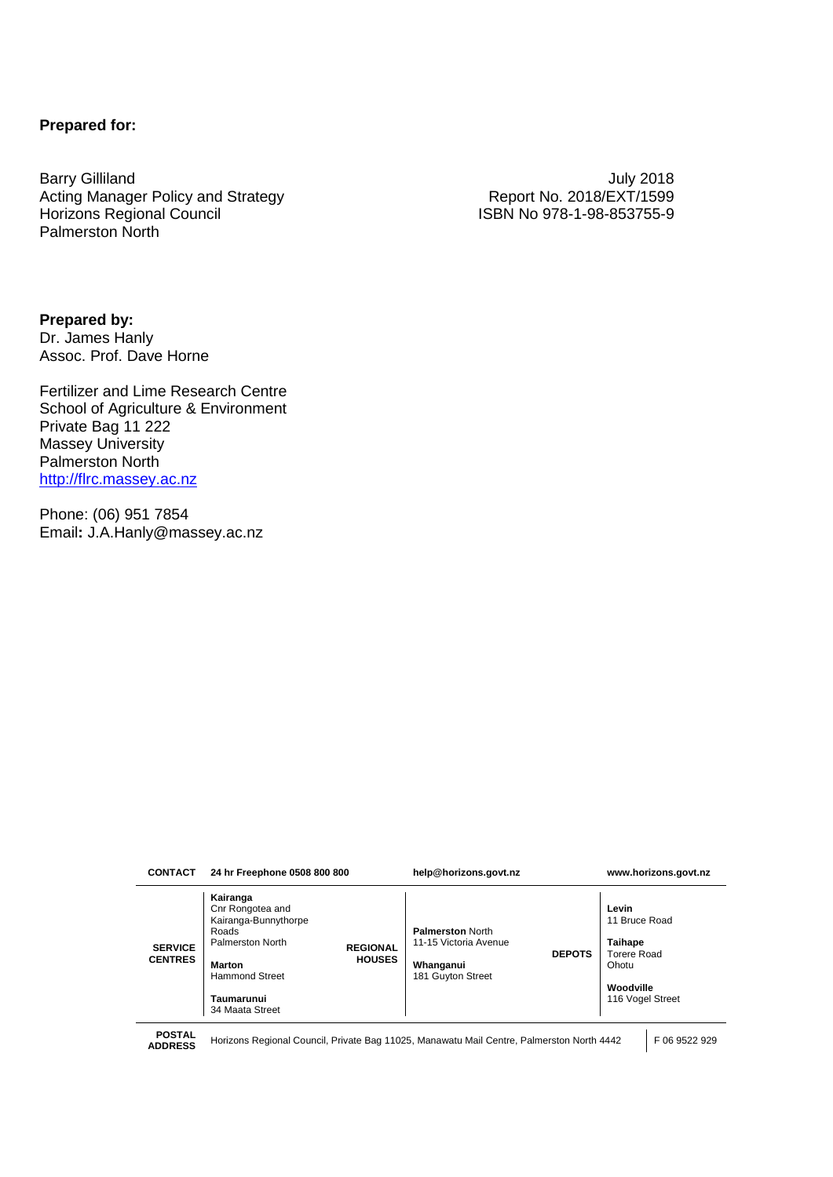**Prepared for:**

Barry Gilliland
Acting Manager Policy and Strategy
Horizons Regional Council
Palmerston North

July 2018
Report No. 2018/EXT/1599
ISBN No 978-1-98-853755-9

**Prepared by:**
Dr. James Hanly
Assoc. Prof. Dave Horne

Fertilizer and Lime Research Centre
School of Agriculture & Environment
Private Bag 11 222
Massey University
Palmerston North
http://flrc.massey.ac.nz

Phone: (06) 951 7854
Email**:** J.A.Hanly@massey.ac.nz

| **CONTACT** | **24 hr Freephone 0508 800 800** | | **help@horizons.govt.nz** | | **www.horizons.govt.nz** |
|---|---|---|---|---|---|
| **SERVICE CENTRES** | **Kairanga** Cnr Rongotea and Kairanga-Bunnythorpe Roads Palmerston North<br>**Marton** Hammond Street<br>**Taumarunui** 34 Maata Street | **REGIONAL HOUSES** | **Palmerston** North 11-15 Victoria Avenue<br>**Whanganui** 181 Guyton Street | **DEPOTS** | **Levin** 11 Bruce Road<br>**Taihape** Torere Road Ohotu<br>**Woodville** 116 Vogel Street |
| **POSTAL ADDRESS** | Horizons Regional Council, Private Bag 11025, Manawatu Mail Centre, Palmerston North 4442 | | | | F 06 9522 929 |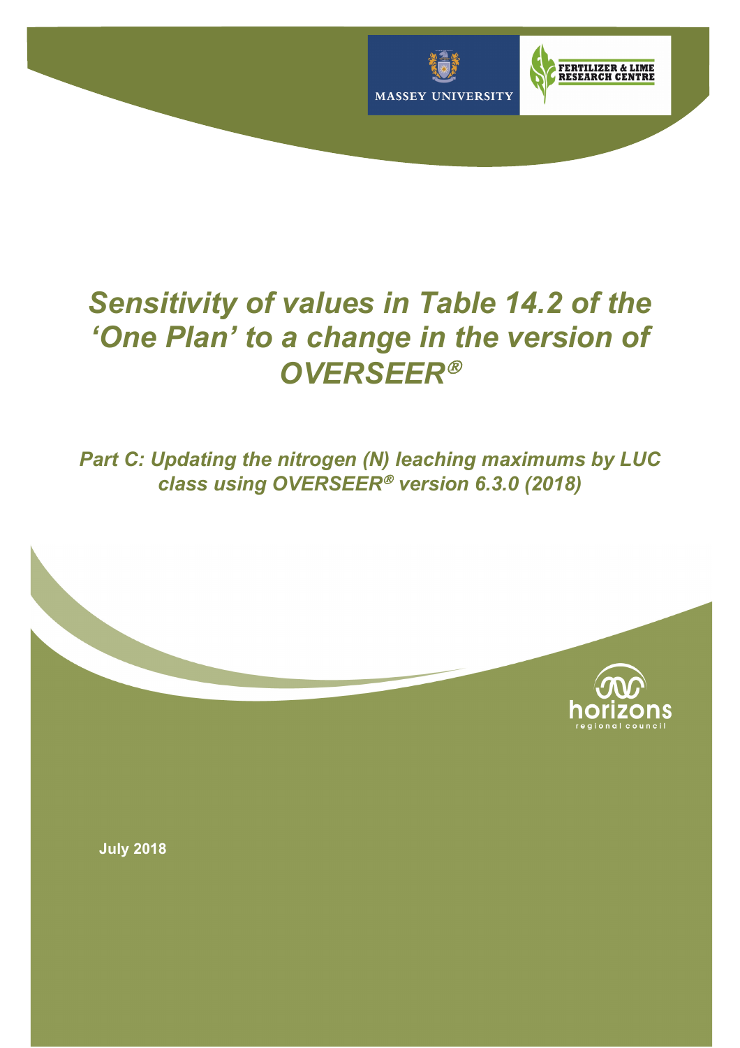MASSEY UNIVERSITY

FERTILIZER & LIME RESEARCH CENTRE

# *Sensitivity of values in Table 14.2 of the 'One Plan' to a change in the version of OVERSEER®*

## *Part C: Updating the nitrogen (N) leaching maximums by LUC class using OVERSEER® version 6.3.0 (2018)*

horizons regional council

**July 2018**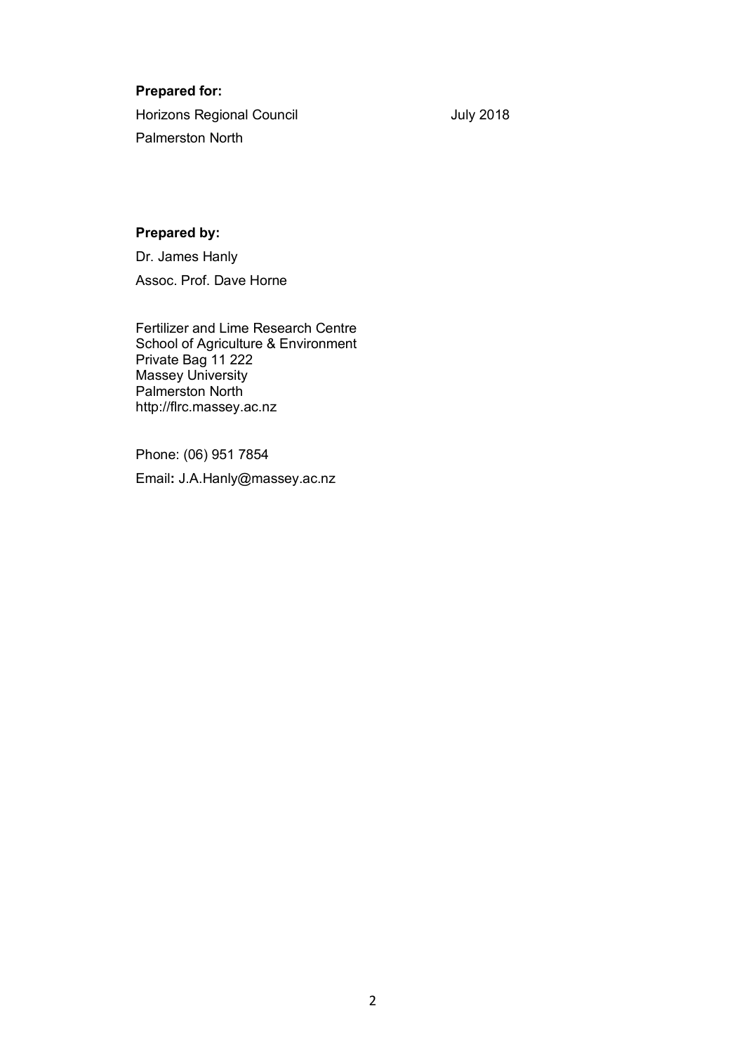**Prepared for:**

Horizons Regional Council July 2018

Palmerston North

**Prepared by:**

Dr. James Hanly

Assoc. Prof. Dave Horne

Fertilizer and Lime Research Centre
School of Agriculture & Environment
Private Bag 11 222
Massey University
Palmerston North
http://flrc.massey.ac.nz

Phone: (06) 951 7854

Email**:** J.A.Hanly@massey.ac.nz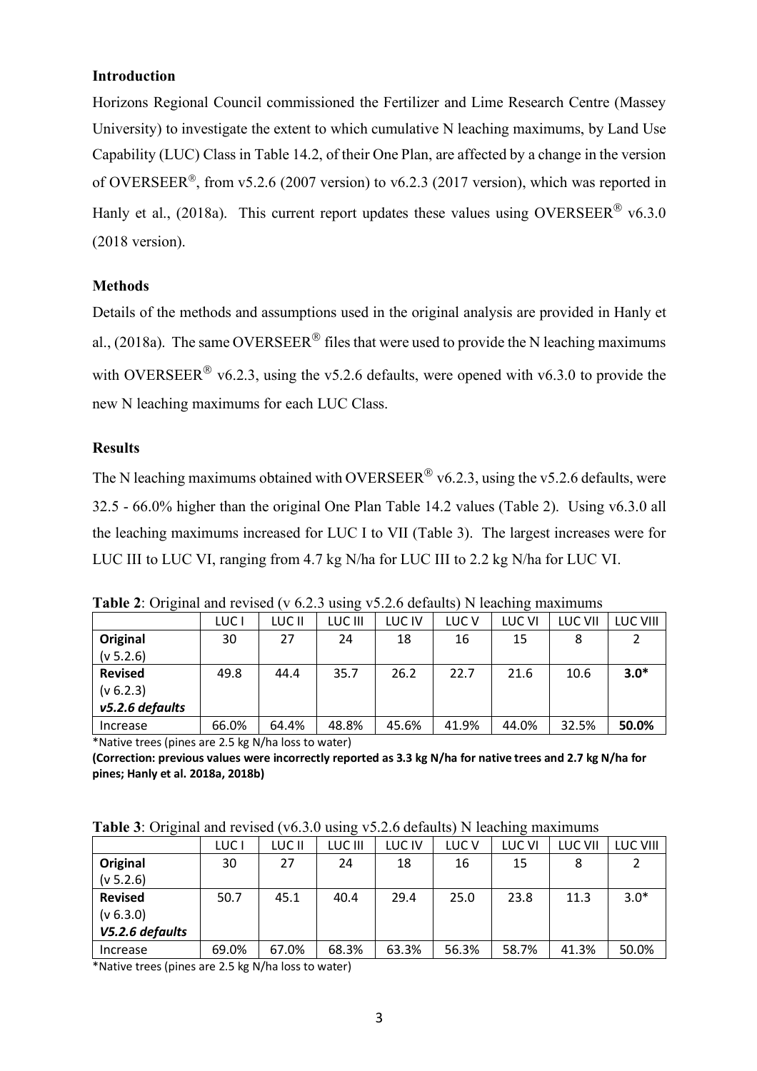## Introduction

Horizons Regional Council commissioned the Fertilizer and Lime Research Centre (Massey University) to investigate the extent to which cumulative N leaching maximums, by Land Use Capability (LUC) Class in Table 14.2, of their One Plan, are affected by a change in the version of OVERSEER®, from v5.2.6 (2007 version) to v6.2.3 (2017 version), which was reported in Hanly et al., (2018a). This current report updates these values using OVERSEER® v6.3.0 (2018 version).

## Methods

Details of the methods and assumptions used in the original analysis are provided in Hanly et al., (2018a). The same OVERSEER® files that were used to provide the N leaching maximums with OVERSEER® v6.2.3, using the v5.2.6 defaults, were opened with v6.3.0 to provide the new N leaching maximums for each LUC Class.

## Results

The N leaching maximums obtained with OVERSEER® v6.2.3, using the v5.2.6 defaults, were 32.5 - 66.0% higher than the original One Plan Table 14.2 values (Table 2). Using v6.3.0 all the leaching maximums increased for LUC I to VII (Table 3). The largest increases were for LUC III to LUC VI, ranging from 4.7 kg N/ha for LUC III to 2.2 kg N/ha for LUC VI.

**Table 2**: Original and revised (v 6.2.3 using v5.2.6 defaults) N leaching maximums

| | LUC I | LUC II | LUC III | LUC IV | LUC V | LUC VI | LUC VII | LUC VIII |
|---|---|---|---|---|---|---|---|---|
| **Original** (v 5.2.6) | 30 | 27 | 24 | 18 | 16 | 15 | 8 | 2 |
| **Revised** (v 6.2.3) ***v5.2.6 defaults*** | 49.8 | 44.4 | 35.7 | 26.2 | 22.7 | 21.6 | 10.6 | **3.0*** |
| Increase | 66.0% | 64.4% | 48.8% | 45.6% | 41.9% | 44.0% | 32.5% | **50.0%** |

*Native trees (pines are 2.5 kg N/ha loss to water)

**(Correction: previous values were incorrectly reported as 3.3 kg N/ha for native trees and 2.7 kg N/ha for pines; Hanly et al. 2018a, 2018b)**

**Table 3**: Original and revised (v6.3.0 using v5.2.6 defaults) N leaching maximums

| | LUC I | LUC II | LUC III | LUC IV | LUC V | LUC VI | LUC VII | LUC VIII |
|---|---|---|---|---|---|---|---|---|
| **Original** (v 5.2.6) | 30 | 27 | 24 | 18 | 16 | 15 | 8 | 2 |
| **Revised** (v 6.3.0) ***V5.2.6 defaults*** | 50.7 | 45.1 | 40.4 | 29.4 | 25.0 | 23.8 | 11.3 | 3.0* |
| Increase | 69.0% | 67.0% | 68.3% | 63.3% | 56.3% | 58.7% | 41.3% | 50.0% |

*Native trees (pines are 2.5 kg N/ha loss to water)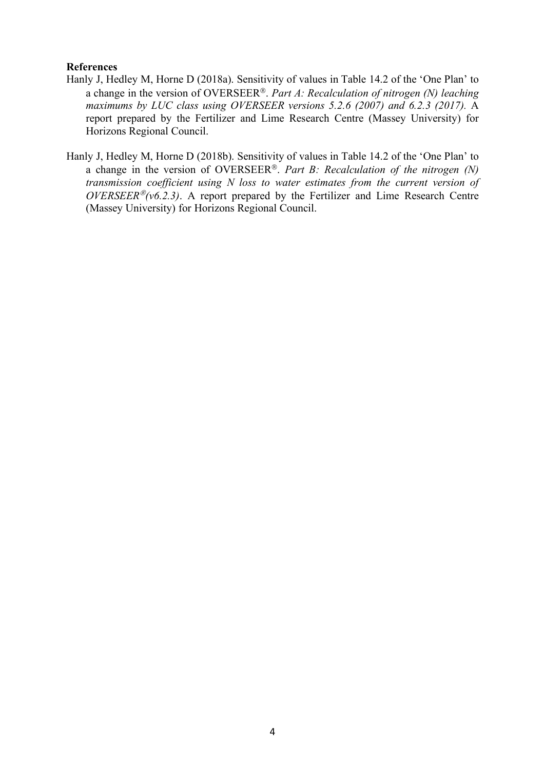**References**

Hanly J, Hedley M, Horne D (2018a). Sensitivity of values in Table 14.2 of the 'One Plan' to a change in the version of OVERSEER®. *Part A: Recalculation of nitrogen (N) leaching maximums by LUC class using OVERSEER versions 5.2.6 (2007) and 6.2.3 (2017).* A report prepared by the Fertilizer and Lime Research Centre (Massey University) for Horizons Regional Council.

Hanly J, Hedley M, Horne D (2018b). Sensitivity of values in Table 14.2 of the 'One Plan' to a change in the version of OVERSEER®. *Part B: Recalculation of the nitrogen (N) transmission coefficient using N loss to water estimates from the current version of OVERSEER®(v6.2.3)*. A report prepared by the Fertilizer and Lime Research Centre (Massey University) for Horizons Regional Council.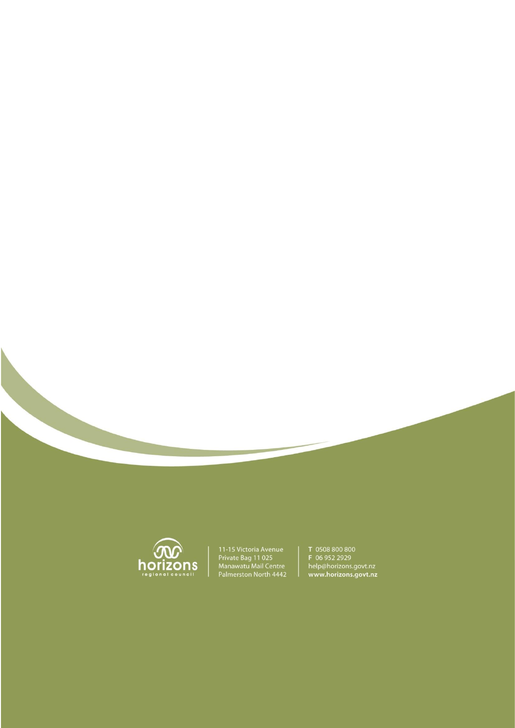horizons

regional council

11-15 Victoria Avenue
Private Bag 11 025
Manawatu Mail Centre
Palmerston North 4442

T 0508 800 800
F 06 952 2929
help@horizons.govt.nz
**www.horizons.govt.nz**